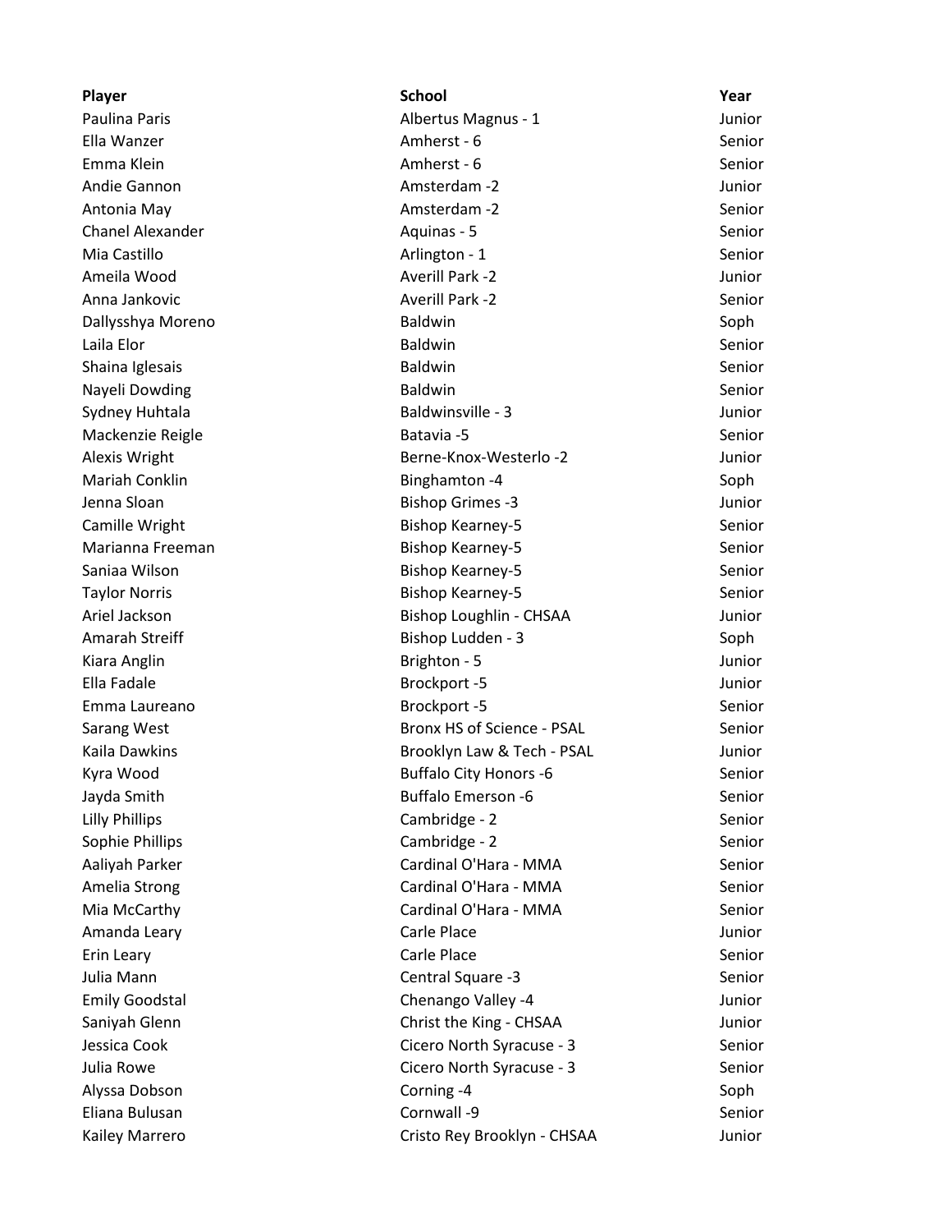| Player | School | Year |
| --- | --- | --- |
| Paulina Paris | Albertus Magnus - 1 | Junior |
| Ella Wanzer | Amherst - 6 | Senior |
| Emma Klein | Amherst - 6 | Senior |
| Andie Gannon | Amsterdam -2 | Junior |
| Antonia May | Amsterdam -2 | Senior |
| Chanel Alexander | Aquinas - 5 | Senior |
| Mia Castillo | Arlington - 1 | Senior |
| Ameila Wood | Averill Park -2 | Junior |
| Anna Jankovic | Averill Park -2 | Senior |
| Dallysshya Moreno | Baldwin | Soph |
| Laila Elor | Baldwin | Senior |
| Shaina Iglesais | Baldwin | Senior |
| Nayeli Dowding | Baldwin | Senior |
| Sydney Huhtala | Baldwinsville - 3 | Junior |
| Mackenzie Reigle | Batavia -5 | Senior |
| Alexis Wright | Berne-Knox-Westerlo -2 | Junior |
| Mariah Conklin | Binghamton -4 | Soph |
| Jenna Sloan | Bishop Grimes -3 | Junior |
| Camille Wright | Bishop Kearney-5 | Senior |
| Marianna Freeman | Bishop Kearney-5 | Senior |
| Saniaa Wilson | Bishop Kearney-5 | Senior |
| Taylor Norris | Bishop Kearney-5 | Senior |
| Ariel Jackson | Bishop Loughlin - CHSAA | Junior |
| Amarah Streiff | Bishop Ludden - 3 | Soph |
| Kiara Anglin | Brighton - 5 | Junior |
| Ella Fadale | Brockport -5 | Junior |
| Emma Laureano | Brockport -5 | Senior |
| Sarang West | Bronx HS of Science - PSAL | Senior |
| Kaila Dawkins | Brooklyn Law & Tech - PSAL | Junior |
| Kyra Wood | Buffalo City Honors -6 | Senior |
| Jayda Smith | Buffalo Emerson -6 | Senior |
| Lilly Phillips | Cambridge - 2 | Senior |
| Sophie Phillips | Cambridge - 2 | Senior |
| Aaliyah Parker | Cardinal O'Hara - MMA | Senior |
| Amelia Strong | Cardinal O'Hara - MMA | Senior |
| Mia McCarthy | Cardinal O'Hara - MMA | Senior |
| Amanda Leary | Carle Place | Junior |
| Erin Leary | Carle Place | Senior |
| Julia Mann | Central Square -3 | Senior |
| Emily Goodstal | Chenango Valley -4 | Junior |
| Saniyah Glenn | Christ the King - CHSAA | Junior |
| Jessica Cook | Cicero North Syracuse - 3 | Senior |
| Julia Rowe | Cicero North Syracuse - 3 | Senior |
| Alyssa Dobson | Corning -4 | Soph |
| Eliana Bulusan | Cornwall -9 | Senior |
| Kailey Marrero | Cristo Rey Brooklyn - CHSAA | Junior |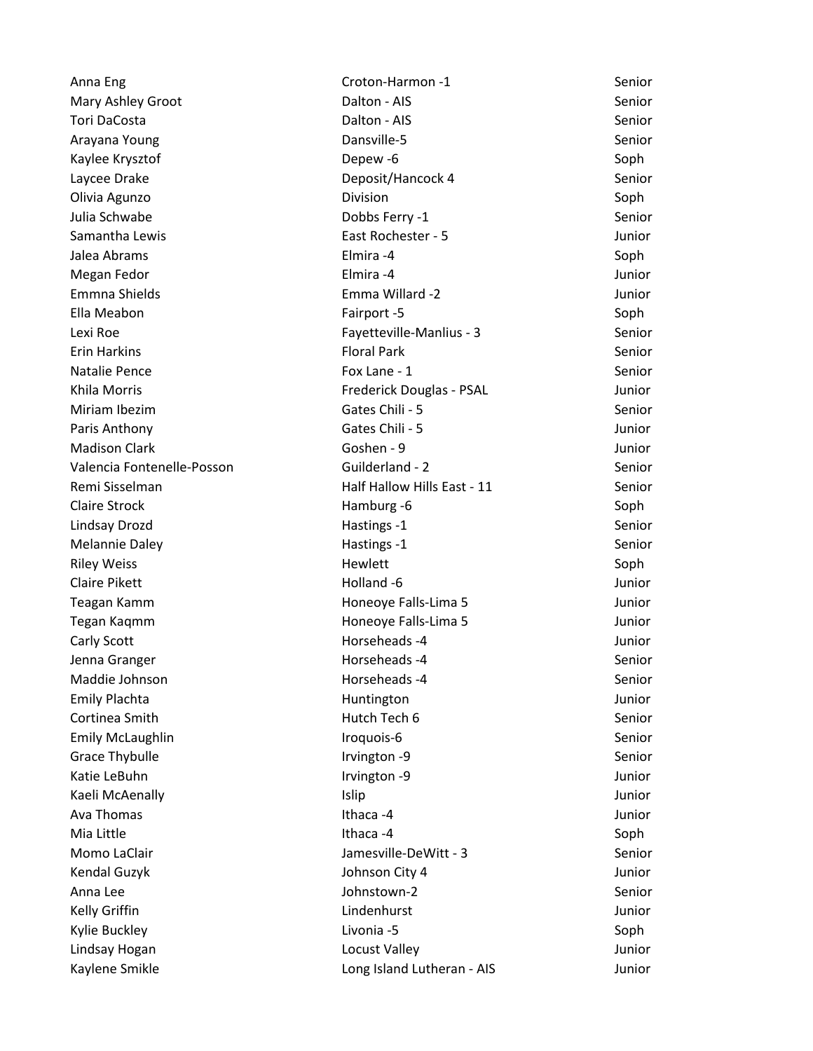| | | |
|---|---|---|
| Anna Eng | Croton-Harmon -1 | Senior |
| Mary Ashley Groot | Dalton - AIS | Senior |
| Tori DaCosta | Dalton - AIS | Senior |
| Arayana Young | Dansville-5 | Senior |
| Kaylee Krysztof | Depew -6 | Soph |
| Laycee Drake | Deposit/Hancock 4 | Senior |
| Olivia Agunzo | Division | Soph |
| Julia Schwabe | Dobbs Ferry -1 | Senior |
| Samantha Lewis | East Rochester - 5 | Junior |
| Jalea Abrams | Elmira -4 | Soph |
| Megan Fedor | Elmira -4 | Junior |
| Emmna Shields | Emma Willard -2 | Junior |
| Ella Meabon | Fairport -5 | Soph |
| Lexi Roe | Fayetteville-Manlius - 3 | Senior |
| Erin Harkins | Floral Park | Senior |
| Natalie Pence | Fox Lane - 1 | Senior |
| Khila Morris | Frederick Douglas - PSAL | Junior |
| Miriam Ibezim | Gates Chili - 5 | Senior |
| Paris Anthony | Gates Chili - 5 | Junior |
| Madison Clark | Goshen - 9 | Junior |
| Valencia Fontenelle-Posson | Guilderland - 2 | Senior |
| Remi Sisselman | Half Hallow Hills East - 11 | Senior |
| Claire Strock | Hamburg -6 | Soph |
| Lindsay Drozd | Hastings -1 | Senior |
| Melannie Daley | Hastings -1 | Senior |
| Riley Weiss | Hewlett | Soph |
| Claire Pikett | Holland -6 | Junior |
| Teagan Kamm | Honeoye Falls-Lima 5 | Junior |
| Tegan Kaqmm | Honeoye Falls-Lima 5 | Junior |
| Carly Scott | Horseheads -4 | Junior |
| Jenna Granger | Horseheads -4 | Senior |
| Maddie Johnson | Horseheads -4 | Senior |
| Emily Plachta | Huntington | Junior |
| Cortinea Smith | Hutch Tech 6 | Senior |
| Emily McLaughlin | Iroquois-6 | Senior |
| Grace Thybulle | Irvington -9 | Senior |
| Katie LeBuhn | Irvington -9 | Junior |
| Kaeli McAenally | Islip | Junior |
| Ava Thomas | Ithaca -4 | Junior |
| Mia Little | Ithaca -4 | Soph |
| Momo LaClair | Jamesville-DeWitt - 3 | Senior |
| Kendal Guzyk | Johnson City 4 | Junior |
| Anna Lee | Johnstown-2 | Senior |
| Kelly Griffin | Lindenhurst | Junior |
| Kylie Buckley | Livonia -5 | Soph |
| Lindsay Hogan | Locust Valley | Junior |
| Kaylene Smikle | Long Island Lutheran - AIS | Junior |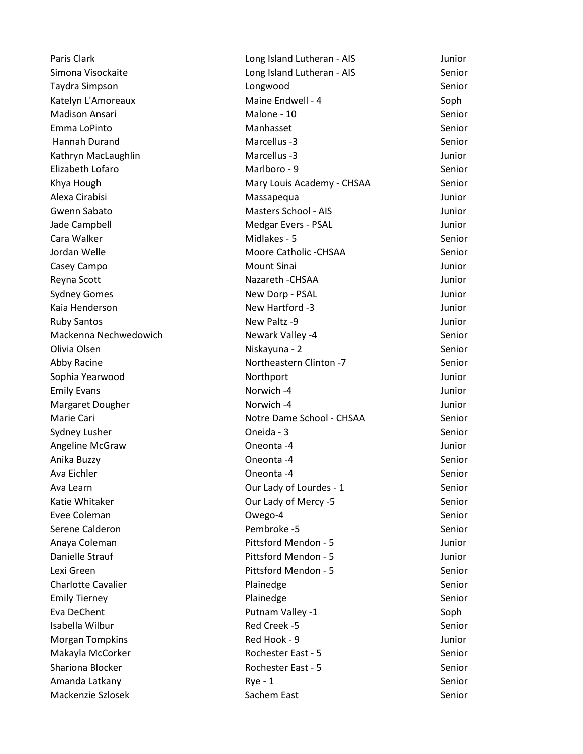| | | |
|---|---|---|
| Paris Clark | Long Island Lutheran - AIS | Junior |
| Simona Visockaite | Long Island Lutheran - AIS | Senior |
| Taydra Simpson | Longwood | Senior |
| Katelyn L'Amoreaux | Maine Endwell - 4 | Soph |
| Madison Ansari | Malone - 10 | Senior |
| Emma LoPinto | Manhasset | Senior |
| Hannah Durand | Marcellus -3 | Senior |
| Kathryn MacLaughlin | Marcellus -3 | Junior |
| Elizabeth Lofaro | Marlboro - 9 | Senior |
| Khya Hough | Mary Louis Academy - CHSAA | Senior |
| Alexa Cirabisi | Massapequa | Junior |
| Gwenn Sabato | Masters School - AIS | Junior |
| Jade Campbell | Medgar Evers - PSAL | Junior |
| Cara Walker | Midlakes - 5 | Senior |
| Jordan Welle | Moore Catholic -CHSAA | Senior |
| Casey Campo | Mount Sinai | Junior |
| Reyna Scott | Nazareth -CHSAA | Junior |
| Sydney Gomes | New Dorp - PSAL | Junior |
| Kaia Henderson | New Hartford -3 | Junior |
| Ruby Santos | New Paltz -9 | Junior |
| Mackenna Nechwedowich | Newark Valley -4 | Senior |
| Olivia Olsen | Niskayuna - 2 | Senior |
| Abby Racine | Northeastern Clinton -7 | Senior |
| Sophia Yearwood | Northport | Junior |
| Emily Evans | Norwich -4 | Junior |
| Margaret Dougher | Norwich -4 | Junior |
| Marie Cari | Notre Dame School - CHSAA | Senior |
| Sydney Lusher | Oneida - 3 | Senior |
| Angeline McGraw | Oneonta -4 | Junior |
| Anika Buzzy | Oneonta -4 | Senior |
| Ava Eichler | Oneonta -4 | Senior |
| Ava Learn | Our Lady of Lourdes - 1 | Senior |
| Katie Whitaker | Our Lady of Mercy -5 | Senior |
| Evee Coleman | Owego-4 | Senior |
| Serene Calderon | Pembroke -5 | Senior |
| Anaya Coleman | Pittsford Mendon - 5 | Junior |
| Danielle Strauf | Pittsford Mendon - 5 | Junior |
| Lexi Green | Pittsford Mendon - 5 | Senior |
| Charlotte Cavalier | Plainedge | Senior |
| Emily Tierney | Plainedge | Senior |
| Eva DeChent | Putnam Valley -1 | Soph |
| Isabella Wilbur | Red Creek -5 | Senior |
| Morgan Tompkins | Red Hook - 9 | Junior |
| Makayla McCorker | Rochester East - 5 | Senior |
| Shariona Blocker | Rochester East - 5 | Senior |
| Amanda Latkany | Rye - 1 | Senior |
| Mackenzie Szlosek | Sachem East | Senior |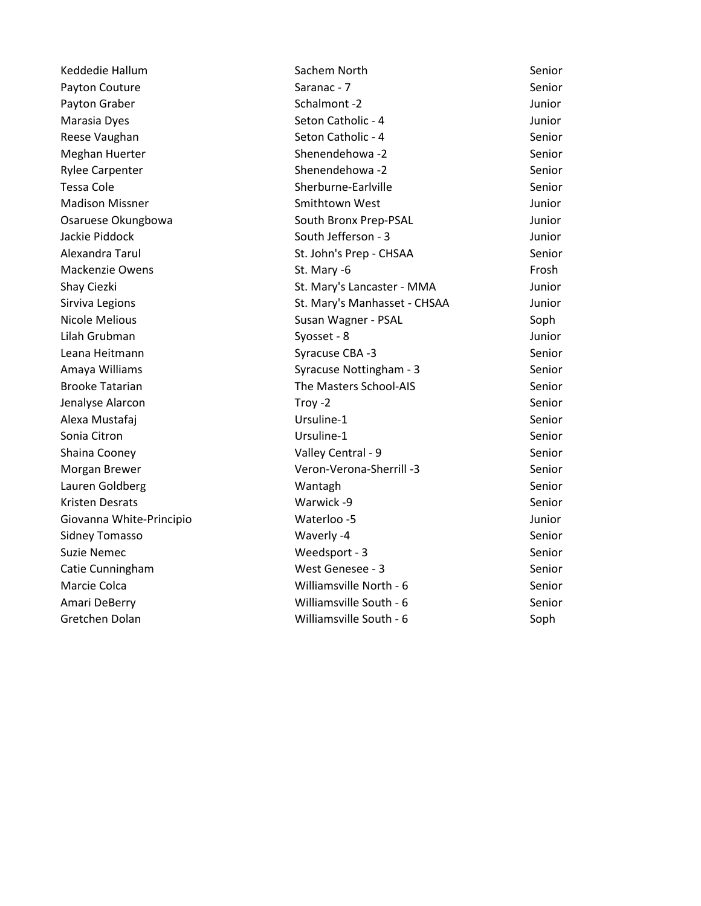| | | |
|---|---|---|
| Keddedie Hallum | Sachem North | Senior |
| Payton Couture | Saranac - 7 | Senior |
| Payton Graber | Schalmont -2 | Junior |
| Marasia Dyes | Seton Catholic - 4 | Junior |
| Reese Vaughan | Seton Catholic - 4 | Senior |
| Meghan Huerter | Shenendehowa -2 | Senior |
| Rylee Carpenter | Shenendehowa -2 | Senior |
| Tessa Cole | Sherburne-Earlville | Senior |
| Madison Missner | Smithtown West | Junior |
| Osaruese Okungbowa | South Bronx Prep-PSAL | Junior |
| Jackie Piddock | South Jefferson - 3 | Junior |
| Alexandra Tarul | St. John's Prep - CHSAA | Senior |
| Mackenzie Owens | St. Mary -6 | Frosh |
| Shay Ciezki | St. Mary's Lancaster - MMA | Junior |
| Sirviva Legions | St. Mary's Manhasset - CHSAA | Junior |
| Nicole Melious | Susan Wagner - PSAL | Soph |
| Lilah Grubman | Syosset - 8 | Junior |
| Leana Heitmann | Syracuse CBA -3 | Senior |
| Amaya Williams | Syracuse Nottingham - 3 | Senior |
| Brooke Tatarian | The Masters School-AIS | Senior |
| Jenalyse Alarcon | Troy -2 | Senior |
| Alexa Mustafaj | Ursuline-1 | Senior |
| Sonia Citron | Ursuline-1 | Senior |
| Shaina Cooney | Valley Central - 9 | Senior |
| Morgan Brewer | Veron-Verona-Sherrill -3 | Senior |
| Lauren Goldberg | Wantagh | Senior |
| Kristen Desrats | Warwick -9 | Senior |
| Giovanna White-Principio | Waterloo -5 | Junior |
| Sidney Tomasso | Waverly -4 | Senior |
| Suzie Nemec | Weedsport - 3 | Senior |
| Catie Cunningham | West Genesee - 3 | Senior |
| Marcie Colca | Williamsville North - 6 | Senior |
| Amari DeBerry | Williamsville South - 6 | Senior |
| Gretchen Dolan | Williamsville South - 6 | Soph |